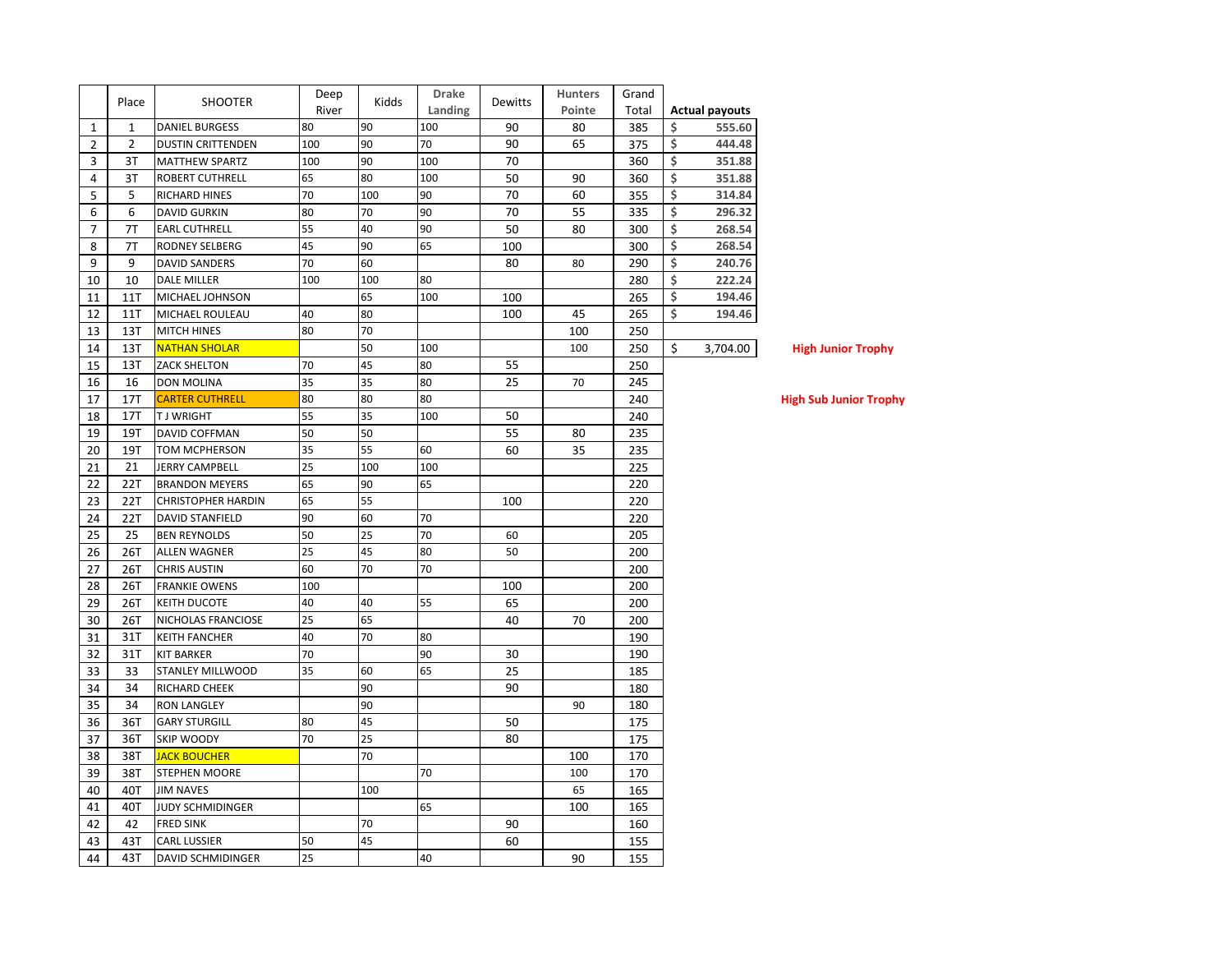|  | Place | SHOOTER | Deep River | Kidds | Drake Landing | Dewitts | Hunters Pointe | Grand Total | Actual payouts |  |
|---|---|---|---|---|---|---|---|---|---|---|
| 1 | 1 | DANIEL BURGESS | 80 | 90 | 100 | 90 | 80 | 385 | $ 555.60 |  |
| 2 | 2 | DUSTIN CRITTENDEN | 100 | 90 | 70 | 90 | 65 | 375 | $ 444.48 |  |
| 3 | 3T | MATTHEW SPARTZ | 100 | 90 | 100 | 70 |  | 360 | $ 351.88 |  |
| 4 | 3T | ROBERT CUTHRELL | 65 | 80 | 100 | 50 | 90 | 360 | $ 351.88 |  |
| 5 | 5 | RICHARD HINES | 70 | 100 | 90 | 70 | 60 | 355 | $ 314.84 |  |
| 6 | 6 | DAVID GURKIN | 80 | 70 | 90 | 70 | 55 | 335 | $ 296.32 |  |
| 7 | 7T | EARL CUTHRELL | 55 | 40 | 90 | 50 | 80 | 300 | $ 268.54 |  |
| 8 | 7T | RODNEY SELBERG | 45 | 90 | 65 | 100 |  | 300 | $ 268.54 |  |
| 9 | 9 | DAVID SANDERS | 70 | 60 |  | 80 | 80 | 290 | $ 240.76 |  |
| 10 | 10 | DALE MILLER | 100 | 100 | 80 |  |  | 280 | $ 222.24 |  |
| 11 | 11T | MICHAEL JOHNSON |  | 65 | 100 | 100 |  | 265 | $ 194.46 |  |
| 12 | 11T | MICHAEL ROULEAU | 40 | 80 |  | 100 | 45 | 265 | $ 194.46 |  |
| 13 | 13T | MITCH HINES | 80 | 70 |  |  | 100 | 250 |  |  |
| 14 | 13T | NATHAN SHOLAR |  | 50 | 100 |  | 100 | 250 | $ 3,704.00 | High Junior Trophy |
| 15 | 13T | ZACK SHELTON | 70 | 45 | 80 | 55 |  | 250 |  |  |
| 16 | 16 | DON MOLINA | 35 | 35 | 80 | 25 | 70 | 245 |  |  |
| 17 | 17T | CARTER CUTHRELL | 80 | 80 | 80 |  |  | 240 |  | High Sub Junior Trophy |
| 18 | 17T | T J WRIGHT | 55 | 35 | 100 | 50 |  | 240 |  |  |
| 19 | 19T | DAVID COFFMAN | 50 | 50 |  | 55 | 80 | 235 |  |  |
| 20 | 19T | TOM MCPHERSON | 35 | 55 | 60 | 60 | 35 | 235 |  |  |
| 21 | 21 | JERRY CAMPBELL | 25 | 100 | 100 |  |  | 225 |  |  |
| 22 | 22T | BRANDON MEYERS | 65 | 90 | 65 |  |  | 220 |  |  |
| 23 | 22T | CHRISTOPHER HARDIN | 65 | 55 |  | 100 |  | 220 |  |  |
| 24 | 22T | DAVID STANFIELD | 90 | 60 | 70 |  |  | 220 |  |  |
| 25 | 25 | BEN REYNOLDS | 50 | 25 | 70 | 60 |  | 205 |  |  |
| 26 | 26T | ALLEN WAGNER | 25 | 45 | 80 | 50 |  | 200 |  |  |
| 27 | 26T | CHRIS AUSTIN | 60 | 70 | 70 |  |  | 200 |  |  |
| 28 | 26T | FRANKIE OWENS | 100 |  |  | 100 |  | 200 |  |  |
| 29 | 26T | KEITH DUCOTE | 40 | 40 | 55 | 65 |  | 200 |  |  |
| 30 | 26T | NICHOLAS FRANCIOSE | 25 | 65 |  | 40 | 70 | 200 |  |  |
| 31 | 31T | KEITH FANCHER | 40 | 70 | 80 |  |  | 190 |  |  |
| 32 | 31T | KIT BARKER | 70 |  | 90 | 30 |  | 190 |  |  |
| 33 | 33 | STANLEY MILLWOOD | 35 | 60 | 65 | 25 |  | 185 |  |  |
| 34 | 34 | RICHARD CHEEK |  | 90 |  | 90 |  | 180 |  |  |
| 35 | 34 | RON LANGLEY |  | 90 |  |  | 90 | 180 |  |  |
| 36 | 36T | GARY STURGILL | 80 | 45 |  | 50 |  | 175 |  |  |
| 37 | 36T | SKIP WOODY | 70 | 25 |  | 80 |  | 175 |  |  |
| 38 | 38T | JACK BOUCHER |  | 70 |  |  | 100 | 170 |  |  |
| 39 | 38T | STEPHEN MOORE |  |  | 70 |  | 100 | 170 |  |  |
| 40 | 40T | JIM NAVES |  | 100 |  |  | 65 | 165 |  |  |
| 41 | 40T | JUDY SCHMIDINGER |  |  | 65 |  | 100 | 165 |  |  |
| 42 | 42 | FRED SINK |  | 70 |  | 90 |  | 160 |  |  |
| 43 | 43T | CARL LUSSIER | 50 | 45 |  | 60 |  | 155 |  |  |
| 44 | 43T | DAVID SCHMIDINGER | 25 |  | 40 |  | 90 | 155 |  |  |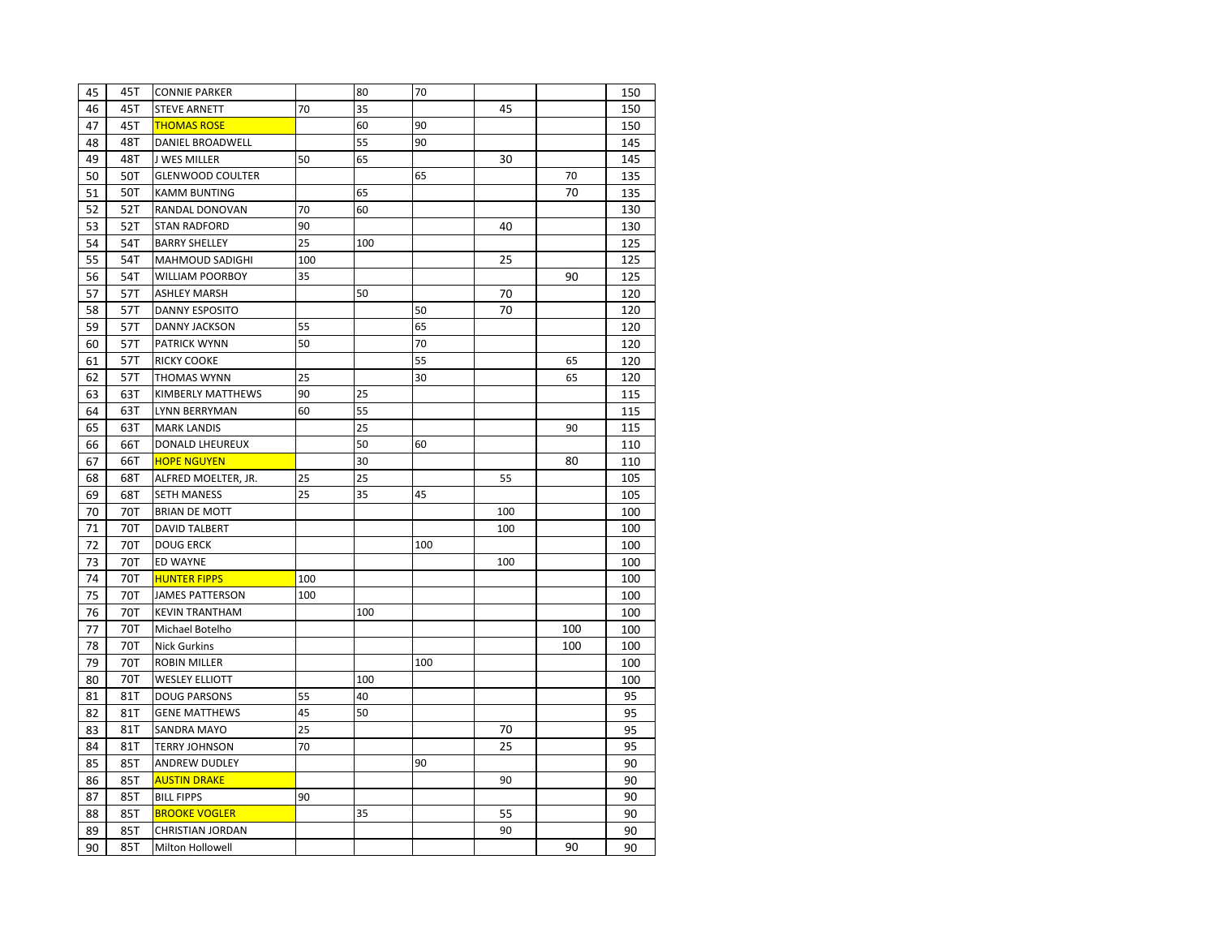| | | | | | | | | |
|---|---|---|---|---|---|---|---|---|
| 45 | 45T | CONNIE PARKER | | 80 | 70 | | | 150 |
| 46 | 45T | STEVE ARNETT | 70 | 35 | | 45 | | 150 |
| 47 | 45T | THOMAS ROSE | | 60 | 90 | | | 150 |
| 48 | 48T | DANIEL BROADWELL | | 55 | 90 | | | 145 |
| 49 | 48T | J WES MILLER | 50 | 65 | | 30 | | 145 |
| 50 | 50T | GLENWOOD COULTER | | | 65 | | 70 | 135 |
| 51 | 50T | KAMM BUNTING | | 65 | | | 70 | 135 |
| 52 | 52T | RANDAL DONOVAN | 70 | 60 | | | | 130 |
| 53 | 52T | STAN RADFORD | 90 | | | 40 | | 130 |
| 54 | 54T | BARRY SHELLEY | 25 | 100 | | | | 125 |
| 55 | 54T | MAHMOUD SADIGHI | 100 | | | 25 | | 125 |
| 56 | 54T | WILLIAM POORBOY | 35 | | | | 90 | 125 |
| 57 | 57T | ASHLEY MARSH | | 50 | | 70 | | 120 |
| 58 | 57T | DANNY ESPOSITO | | | 50 | 70 | | 120 |
| 59 | 57T | DANNY JACKSON | 55 | | 65 | | | 120 |
| 60 | 57T | PATRICK WYNN | 50 | | 70 | | | 120 |
| 61 | 57T | RICKY COOKE | | | 55 | | 65 | 120 |
| 62 | 57T | THOMAS WYNN | 25 | | 30 | | 65 | 120 |
| 63 | 63T | KIMBERLY MATTHEWS | 90 | 25 | | | | 115 |
| 64 | 63T | LYNN BERRYMAN | 60 | 55 | | | | 115 |
| 65 | 63T | MARK LANDIS | | 25 | | | 90 | 115 |
| 66 | 66T | DONALD LHEUREUX | | 50 | 60 | | | 110 |
| 67 | 66T | HOPE NGUYEN | | 30 | | | 80 | 110 |
| 68 | 68T | ALFRED MOELTER, JR. | 25 | 25 | | 55 | | 105 |
| 69 | 68T | SETH MANESS | 25 | 35 | 45 | | | 105 |
| 70 | 70T | BRIAN DE MOTT | | | | 100 | | 100 |
| 71 | 70T | DAVID TALBERT | | | | 100 | | 100 |
| 72 | 70T | DOUG ERCK | | | 100 | | | 100 |
| 73 | 70T | ED WAYNE | | | | 100 | | 100 |
| 74 | 70T | HUNTER FIPPS | 100 | | | | | 100 |
| 75 | 70T | JAMES PATTERSON | 100 | | | | | 100 |
| 76 | 70T | KEVIN TRANTHAM | | 100 | | | | 100 |
| 77 | 70T | Michael Botelho | | | | | 100 | 100 |
| 78 | 70T | Nick Gurkins | | | | | 100 | 100 |
| 79 | 70T | ROBIN MILLER | | | 100 | | | 100 |
| 80 | 70T | WESLEY ELLIOTT | | 100 | | | | 100 |
| 81 | 81T | DOUG PARSONS | 55 | 40 | | | | 95 |
| 82 | 81T | GENE MATTHEWS | 45 | 50 | | | | 95 |
| 83 | 81T | SANDRA MAYO | 25 | | | 70 | | 95 |
| 84 | 81T | TERRY JOHNSON | 70 | | | 25 | | 95 |
| 85 | 85T | ANDREW DUDLEY | | | 90 | | | 90 |
| 86 | 85T | AUSTIN DRAKE | | | | 90 | | 90 |
| 87 | 85T | BILL FIPPS | 90 | | | | | 90 |
| 88 | 85T | BROOKE VOGLER | | 35 | | 55 | | 90 |
| 89 | 85T | CHRISTIAN JORDAN | | | | 90 | | 90 |
| 90 | 85T | Milton Hollowell | | | | | 90 | 90 |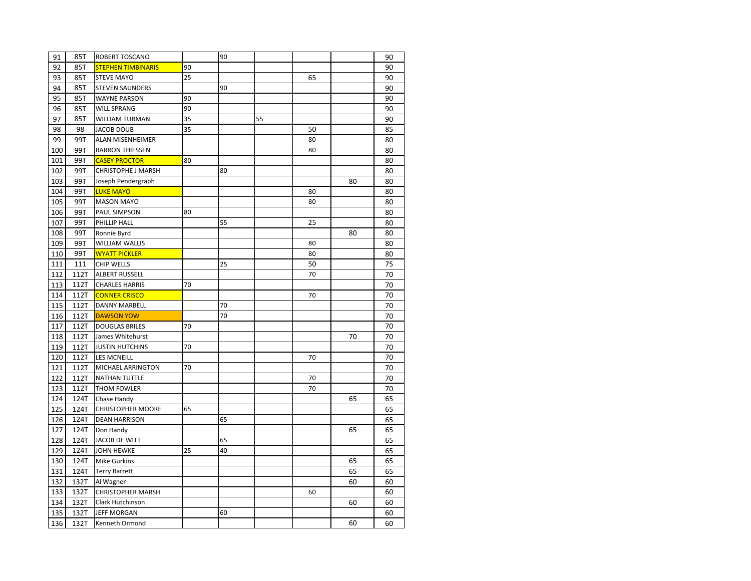| 91 | 85T | ROBERT TOSCANO | | 90 | | | | 90 |
|---|---|---|---|---|---|---|---|---|
| 92 | 85T | STEPHEN TIMBINARIS | 90 | | | | | 90 |
| 93 | 85T | STEVE MAYO | 25 | | | 65 | | 90 |
| 94 | 85T | STEVEN SAUNDERS | | 90 | | | | 90 |
| 95 | 85T | WAYNE PARSON | 90 | | | | | 90 |
| 96 | 85T | WILL SPRANG | 90 | | | | | 90 |
| 97 | 85T | WILLIAM TURMAN | 35 | | 55 | | | 90 |
| 98 | 98 | JACOB DOUB | 35 | | | 50 | | 85 |
| 99 | 99T | ALAN MISENHEIMER | | | | 80 | | 80 |
| 100 | 99T | BARRON THIESSEN | | | | 80 | | 80 |
| 101 | 99T | CASEY PROCTOR | 80 | | | | | 80 |
| 102 | 99T | CHRISTOPHE J MARSH | | 80 | | | | 80 |
| 103 | 99T | Joseph Pendergraph | | | | | 80 | 80 |
| 104 | 99T | LUKE MAYO | | | | 80 | | 80 |
| 105 | 99T | MASON MAYO | | | | 80 | | 80 |
| 106 | 99T | PAUL SIMPSON | 80 | | | | | 80 |
| 107 | 99T | PHILLIP HALL | | 55 | | 25 | | 80 |
| 108 | 99T | Ronnie Byrd | | | | | 80 | 80 |
| 109 | 99T | WILLIAM WALLIS | | | | 80 | | 80 |
| 110 | 99T | WYATT PICKLER | | | | 80 | | 80 |
| 111 | 111 | CHIP WELLS | | 25 | | 50 | | 75 |
| 112 | 112T | ALBERT RUSSELL | | | | 70 | | 70 |
| 113 | 112T | CHARLES HARRIS | 70 | | | | | 70 |
| 114 | 112T | CONNER CRISCO | | | | 70 | | 70 |
| 115 | 112T | DANNY MARBELL | | 70 | | | | 70 |
| 116 | 112T | DAWSON YOW | | 70 | | | | 70 |
| 117 | 112T | DOUGLAS BRILES | 70 | | | | | 70 |
| 118 | 112T | James Whitehurst | | | | | 70 | 70 |
| 119 | 112T | JUSTIN HUTCHINS | 70 | | | | | 70 |
| 120 | 112T | LES MCNEILL | | | | 70 | | 70 |
| 121 | 112T | MICHAEL ARRINGTON | 70 | | | | | 70 |
| 122 | 112T | NATHAN TUTTLE | | | | 70 | | 70 |
| 123 | 112T | THOM FOWLER | | | | 70 | | 70 |
| 124 | 124T | Chase Handy | | | | | 65 | 65 |
| 125 | 124T | CHRISTOPHER MOORE | 65 | | | | | 65 |
| 126 | 124T | DEAN HARRISON | | 65 | | | | 65 |
| 127 | 124T | Don Handy | | | | | 65 | 65 |
| 128 | 124T | JACOB DE WITT | | 65 | | | | 65 |
| 129 | 124T | JOHN HEWKE | 25 | 40 | | | | 65 |
| 130 | 124T | Mike Gurkins | | | | | 65 | 65 |
| 131 | 124T | Terry Barrett | | | | | 65 | 65 |
| 132 | 132T | Al Wagner | | | | | 60 | 60 |
| 133 | 132T | CHRISTOPHER MARSH | | | | 60 | | 60 |
| 134 | 132T | Clark Hutchinson | | | | | 60 | 60 |
| 135 | 132T | JEFF MORGAN | | 60 | | | | 60 |
| 136 | 132T | Kenneth Ormond | | | | | 60 | 60 |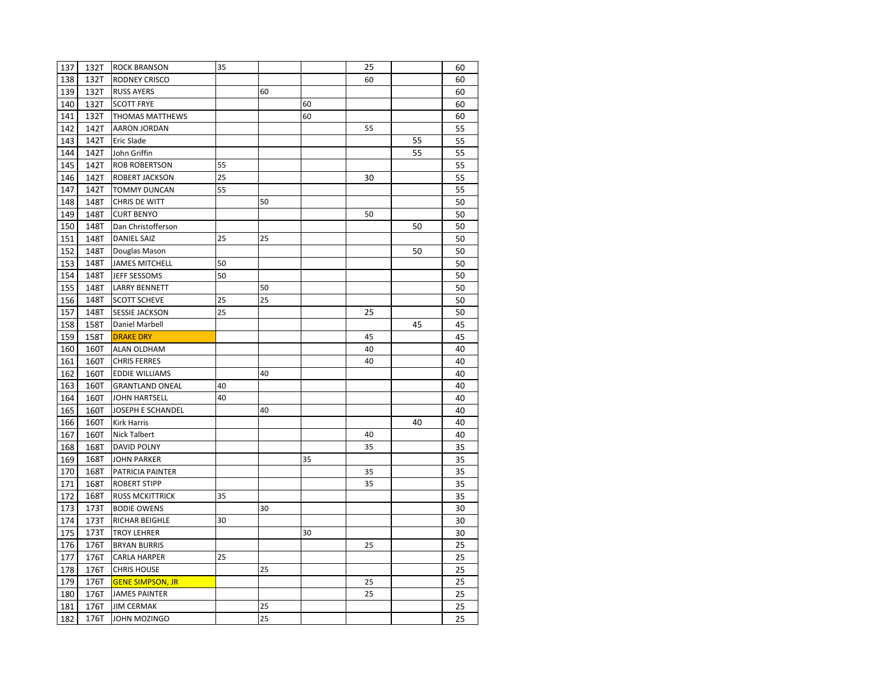| | | | | | | | | |
|---|---|---|---|---|---|---|---|---|
| 137 | 132T | ROCK BRANSON | 35 | | | 25 | | 60 |
| 138 | 132T | RODNEY CRISCO | | | | 60 | | 60 |
| 139 | 132T | RUSS AYERS | | 60 | | | | 60 |
| 140 | 132T | SCOTT FRYE | | | 60 | | | 60 |
| 141 | 132T | THOMAS MATTHEWS | | | 60 | | | 60 |
| 142 | 142T | AARON JORDAN | | | | 55 | | 55 |
| 143 | 142T | Eric Slade | | | | | 55 | 55 |
| 144 | 142T | John Griffin | | | | | 55 | 55 |
| 145 | 142T | ROB ROBERTSON | 55 | | | | | 55 |
| 146 | 142T | ROBERT JACKSON | 25 | | | 30 | | 55 |
| 147 | 142T | TOMMY DUNCAN | 55 | | | | | 55 |
| 148 | 148T | CHRIS DE WITT | | 50 | | | | 50 |
| 149 | 148T | CURT BENYO | | | | 50 | | 50 |
| 150 | 148T | Dan Christofferson | | | | | 50 | 50 |
| 151 | 148T | DANIEL SAIZ | 25 | 25 | | | | 50 |
| 152 | 148T | Douglas Mason | | | | | 50 | 50 |
| 153 | 148T | JAMES MITCHELL | 50 | | | | | 50 |
| 154 | 148T | JEFF SESSOMS | 50 | | | | | 50 |
| 155 | 148T | LARRY BENNETT | | 50 | | | | 50 |
| 156 | 148T | SCOTT SCHEVE | 25 | 25 | | | | 50 |
| 157 | 148T | SESSIE JACKSON | 25 | | | 25 | | 50 |
| 158 | 158T | Daniel Marbell | | | | | 45 | 45 |
| 159 | 158T | DRAKE DRY | | | | 45 | | 45 |
| 160 | 160T | ALAN OLDHAM | | | | 40 | | 40 |
| 161 | 160T | CHRIS FERRES | | | | 40 | | 40 |
| 162 | 160T | EDDIE WILLIAMS | | 40 | | | | 40 |
| 163 | 160T | GRANTLAND ONEAL | 40 | | | | | 40 |
| 164 | 160T | JOHN HARTSELL | 40 | | | | | 40 |
| 165 | 160T | JOSEPH E SCHANDEL | | 40 | | | | 40 |
| 166 | 160T | Kirk Harris | | | | | 40 | 40 |
| 167 | 160T | Nick Talbert | | | | 40 | | 40 |
| 168 | 168T | DAVID POLNY | | | | 35 | | 35 |
| 169 | 168T | JOHN PARKER | | | 35 | | | 35 |
| 170 | 168T | PATRICIA PAINTER | | | | 35 | | 35 |
| 171 | 168T | ROBERT STIPP | | | | 35 | | 35 |
| 172 | 168T | RUSS MCKITTRICK | 35 | | | | | 35 |
| 173 | 173T | BODIE OWENS | | 30 | | | | 30 |
| 174 | 173T | RICHAR BEIGHLE | 30 | | | | | 30 |
| 175 | 173T | TROY LEHRER | | | 30 | | | 30 |
| 176 | 176T | BRYAN BURRIS | | | | 25 | | 25 |
| 177 | 176T | CARLA HARPER | 25 | | | | | 25 |
| 178 | 176T | CHRIS HOUSE | | 25 | | | | 25 |
| 179 | 176T | GENE SIMPSON, JR | | | | 25 | | 25 |
| 180 | 176T | JAMES PAINTER | | | | 25 | | 25 |
| 181 | 176T | JIM CERMAK | | 25 | | | | 25 |
| 182 | 176T | JOHN MOZINGO | | 25 | | | | 25 |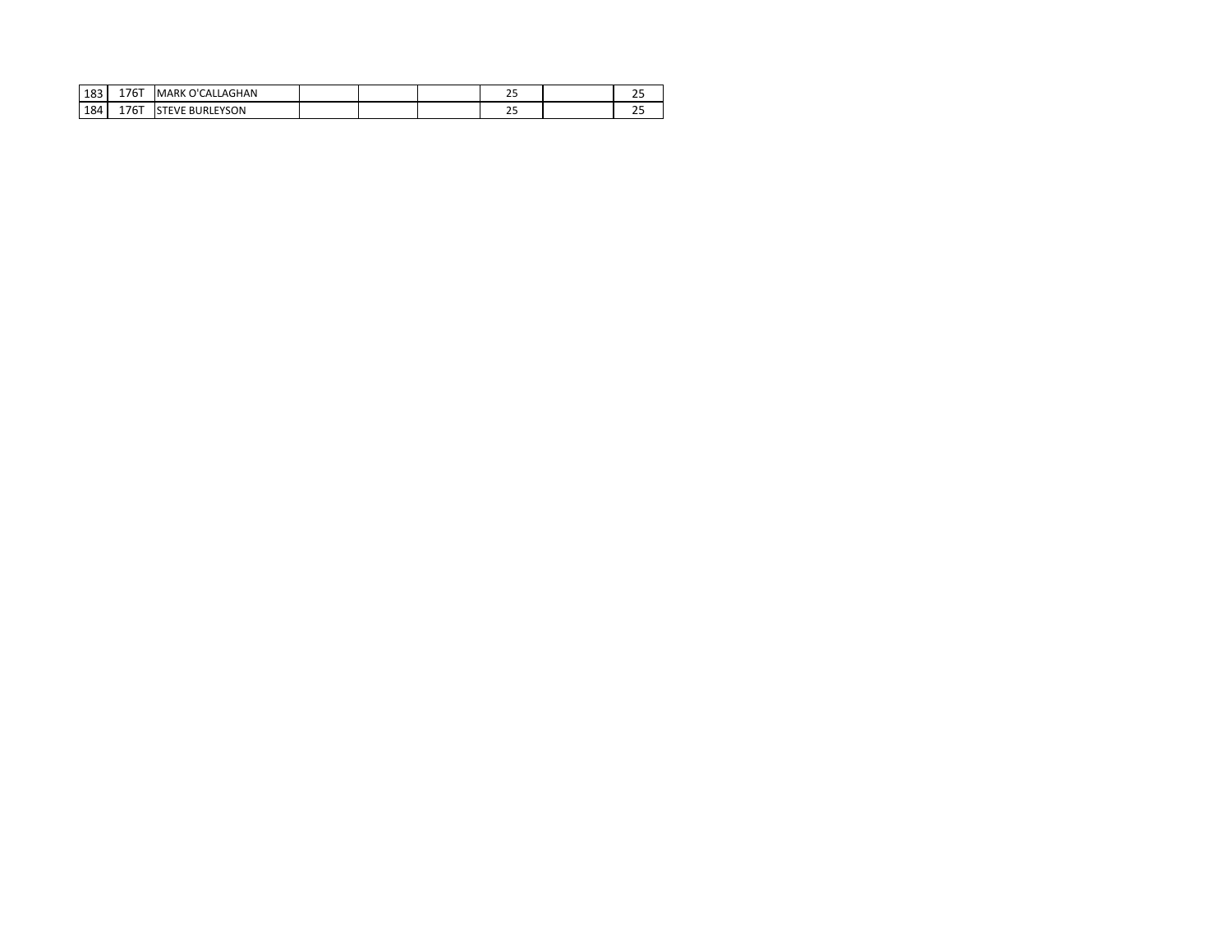| | | | | | | | | |
|---|---|---|---|---|---|---|---|---|
| 183 | 176T | MARK O'CALLAGHAN | | | | 25 | | 25 |
| 184 | 176T | STEVE BURLEYSON | | | | 25 | | 25 |